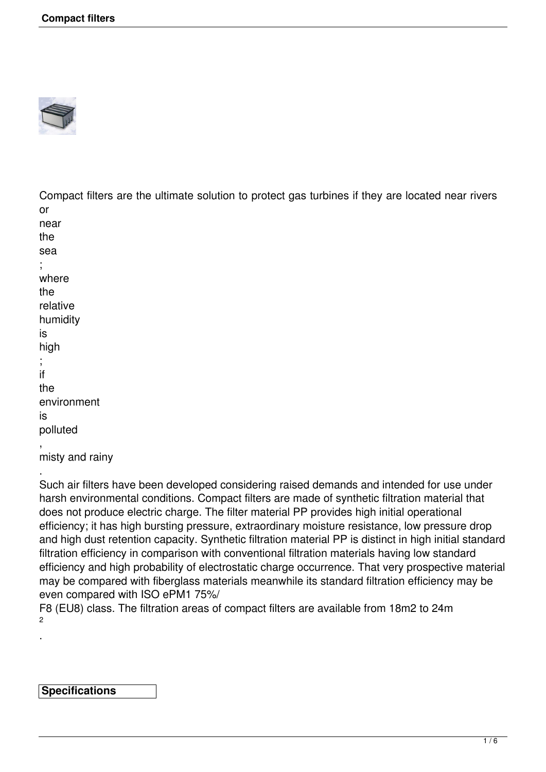Compact filters are the ultimate solution to protect gas turbines if they are located near rivers or near the sea; where the relative humidity is high; if the environment is polluted, misty and rainy.

Such air filters have been developed considering raised demands and intended for use under harsh environmental conditions. Compact filters are made of synthetic filtration material that does not produce electric charge. The filter material PP provides high initial operational efficiency; it has high bursting pressure, extraordinary moisture resistance, low pressure drop and high dust retention capacity. Synthetic filtration material PP is distinct in high initial standard filtration efficiency in comparison with conventional filtration materials having low standard efficiency and high probability of electrostatic charge occurrence. That very prospective material may be compared with fiberglass materials meanwhile its standard filtration efficiency may be even compared with ISO ePM1 75%/ F8 (EU8) class. The filtration areas of compact filters are available from 18m2 to 24m$^2$.

**Specifications**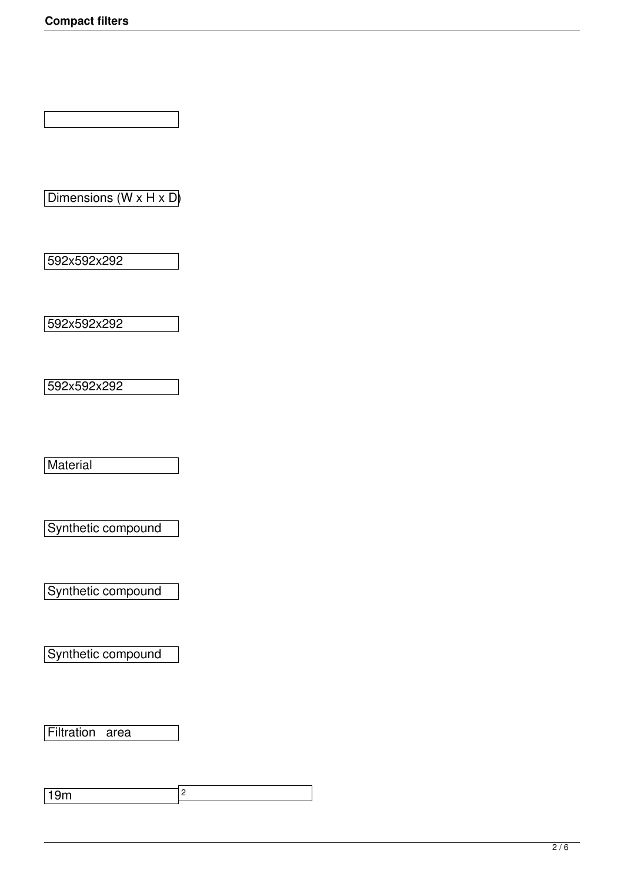| |
|---|
| Dimensions (W x H x D) |
| 592x592x292 |
| 592x592x292 |
| 592x592x292 |
| Material |
| Synthetic compound |
| Synthetic compound |
| Synthetic compound |
| Filtration area |
| $19m^2$ |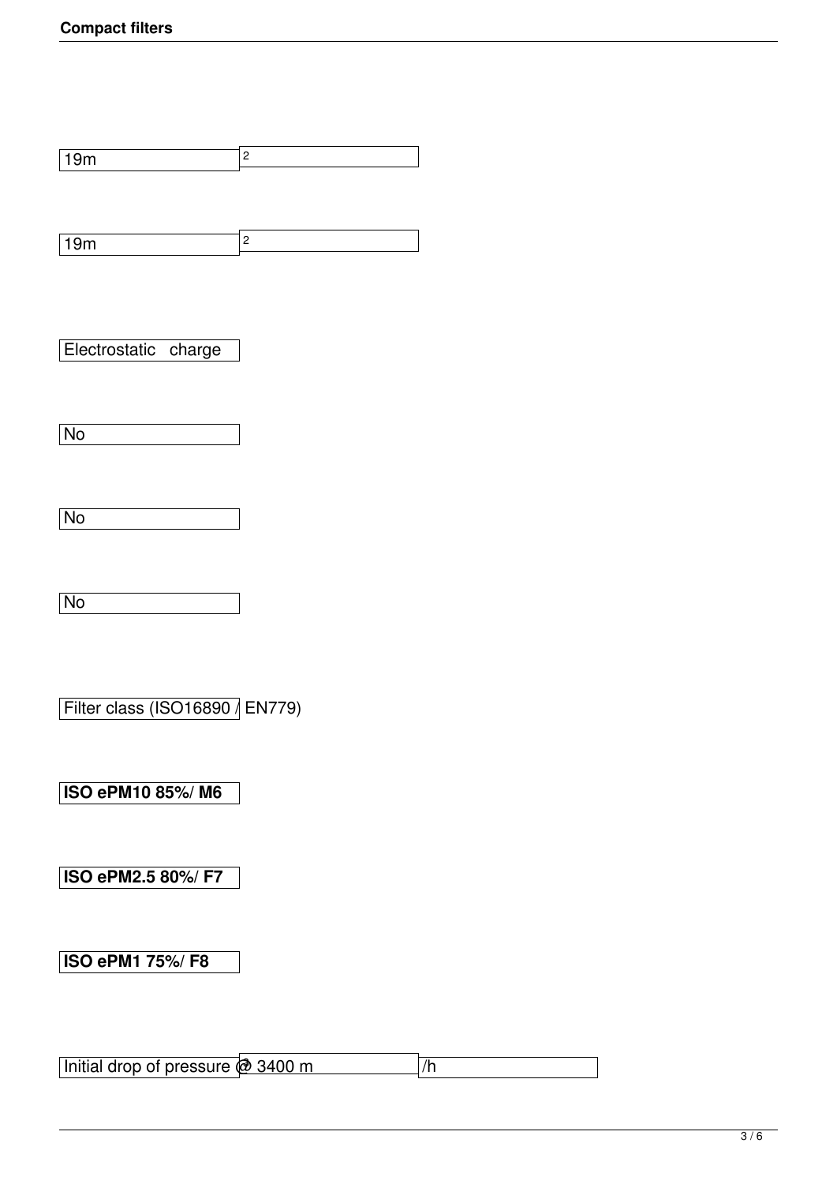19m $^2$

19m $^2$

Electrostatic charge

No

No

No

Filter class (ISO16890 / EN779)

**ISO ePM10 85%/ M6**

**ISO ePM2.5 80%/ F7**

**ISO ePM1 75%/ F8**

Initial drop of pressure @ 3400 m $^3$ /h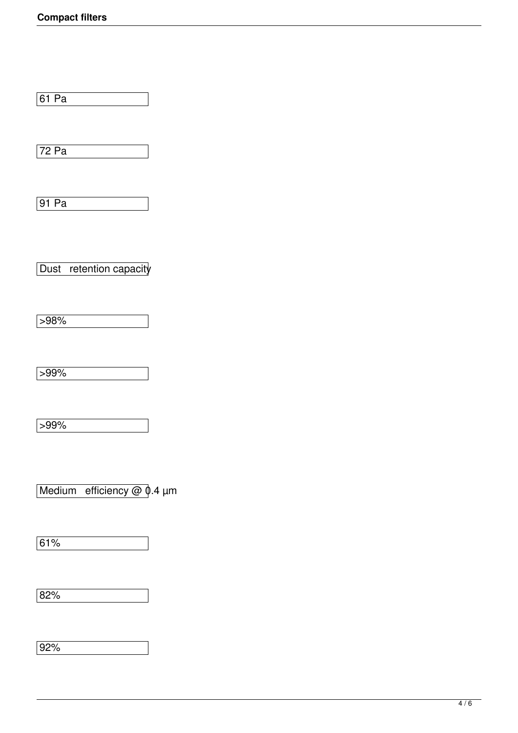61 Pa

72 Pa

91 Pa

Dust retention capacity

>98%

>99%

>99%

Medium efficiency @ 0.4 µm

61%

82%

92%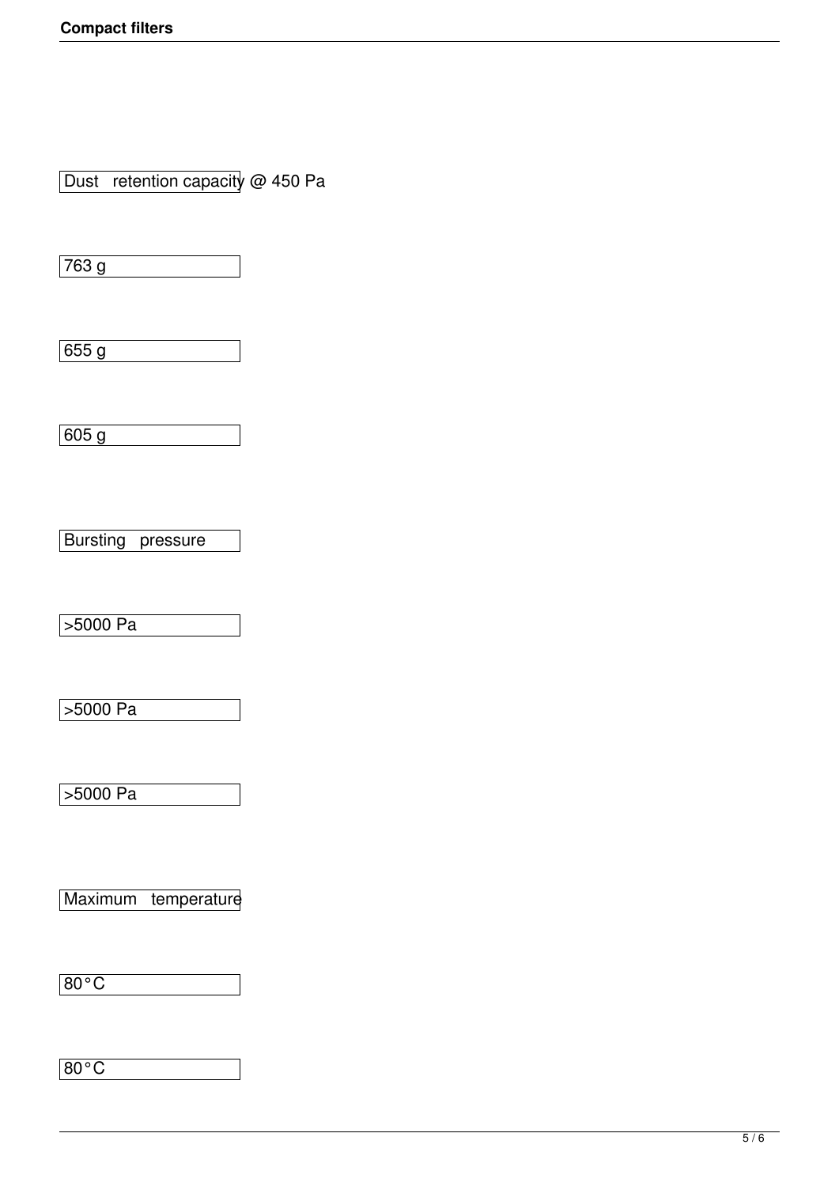Dust retention capacity @ 450 Pa

763 g

655 g

605 g

Bursting pressure

>5000 Pa

>5000 Pa

>5000 Pa

Maximum temperature

80°C

80°C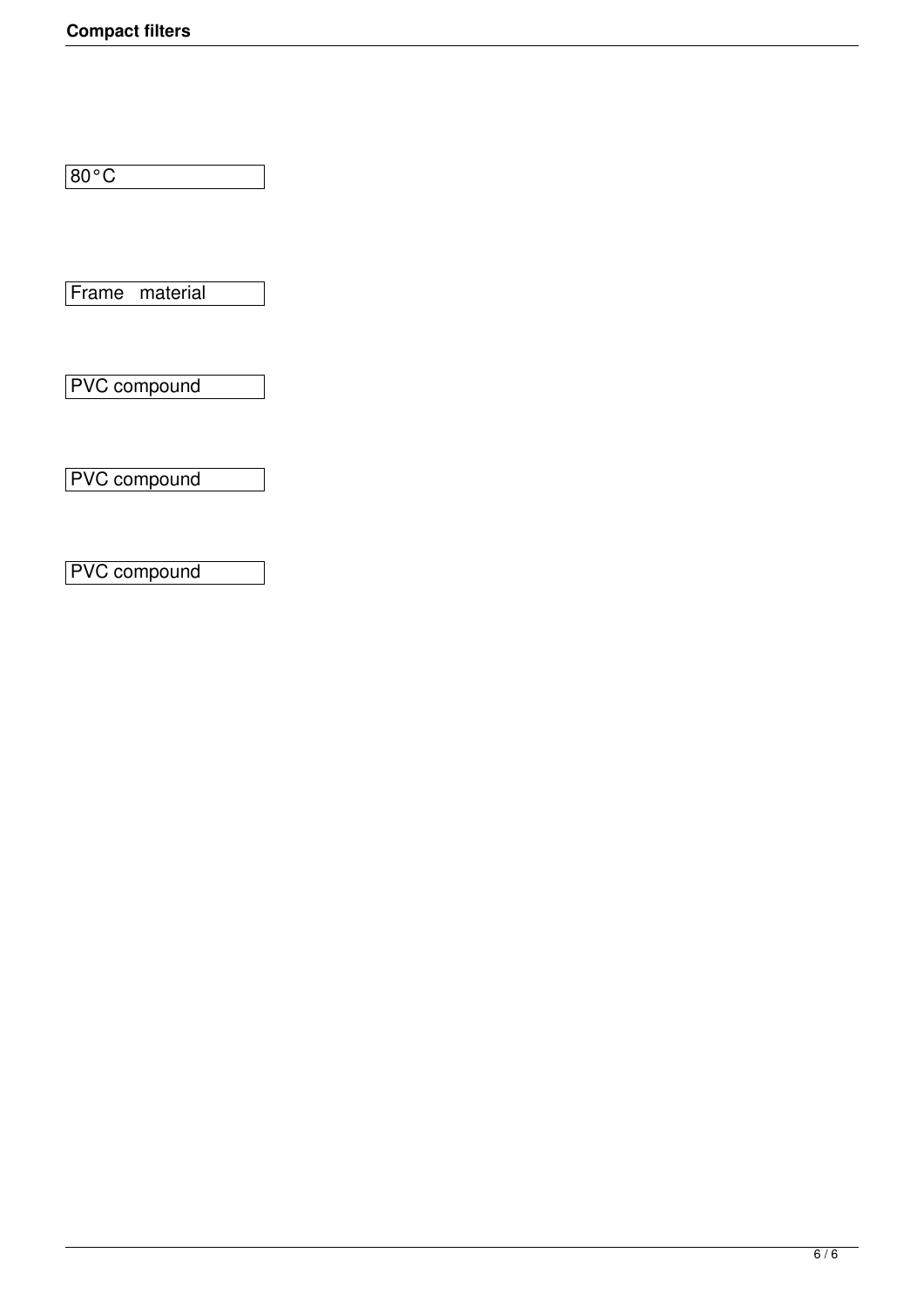80°C

Frame material

PVC compound

PVC compound

PVC compound